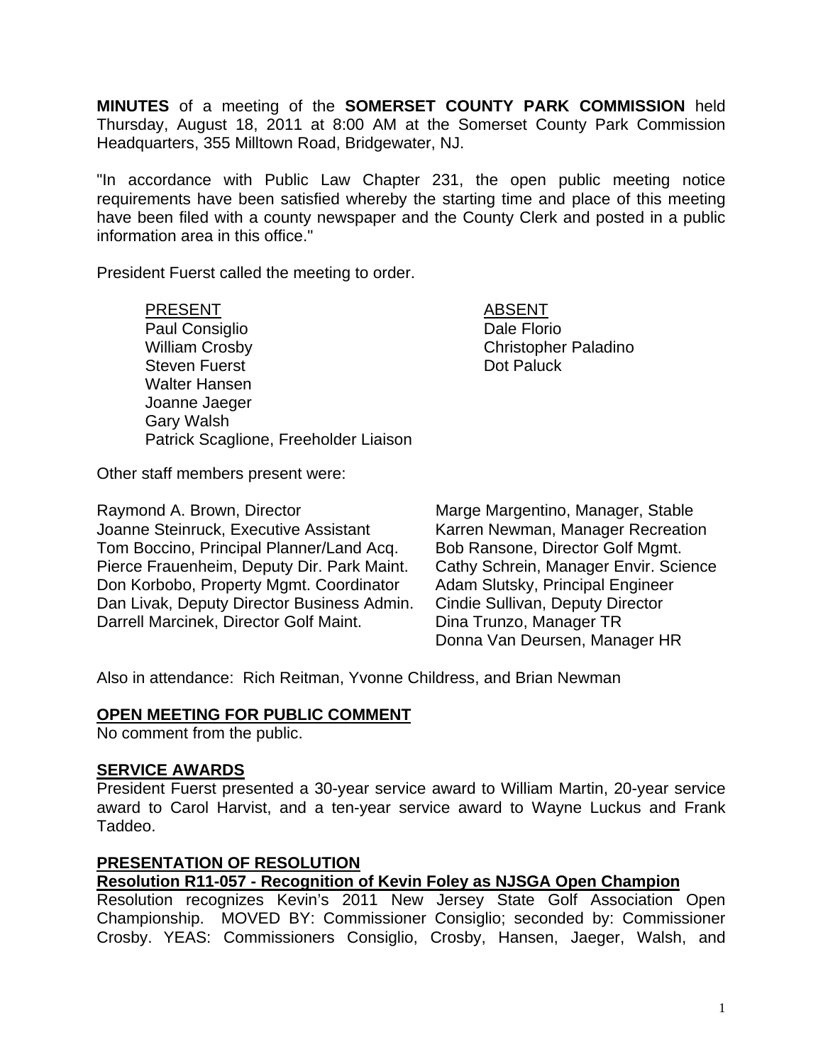**MINUTES** of a meeting of the **SOMERSET COUNTY PARK COMMISSION** held Thursday, August 18, 2011 at 8:00 AM at the Somerset County Park Commission Headquarters, 355 Milltown Road, Bridgewater, NJ.

"In accordance with Public Law Chapter 231, the open public meeting notice requirements have been satisfied whereby the starting time and place of this meeting have been filed with a county newspaper and the County Clerk and posted in a public information area in this office."

President Fuerst called the meeting to order.

| PRESENT | ABSENT |
|---|---|
| Paul Consiglio | Dale Florio |
| William Crosby | Christopher Paladino |
| Steven Fuerst | Dot Paluck |
| Walter Hansen | |
| Joanne Jaeger | |
| Gary Walsh | |
| Patrick Scaglione, Freeholder Liaison | |

Other staff members present were:

| | |
|---|---|
| Raymond A. Brown, Director | Marge Margentino, Manager, Stable |
| Joanne Steinruck, Executive Assistant | Karren Newman, Manager Recreation |
| Tom Boccino, Principal Planner/Land Acq. | Bob Ransone, Director Golf Mgmt. |
| Pierce Frauenheim, Deputy Dir. Park Maint. | Cathy Schrein, Manager Envir. Science |
| Don Korbobo, Property Mgmt. Coordinator | Adam Slutsky, Principal Engineer |
| Dan Livak, Deputy Director Business Admin. | Cindie Sullivan, Deputy Director |
| Darrell Marcinek, Director Golf Maint. | Dina Trunzo, Manager TR |
| | Donna Van Deursen, Manager HR |

Also in attendance: Rich Reitman, Yvonne Childress, and Brian Newman

**OPEN MEETING FOR PUBLIC COMMENT**

No comment from the public.

**SERVICE AWARDS**

President Fuerst presented a 30-year service award to William Martin, 20-year service award to Carol Harvist, and a ten-year service award to Wayne Luckus and Frank Taddeo.

**PRESENTATION OF RESOLUTION**

**Resolution R11-057 - Recognition of Kevin Foley as NJSGA Open Champion**

Resolution recognizes Kevin's 2011 New Jersey State Golf Association Open Championship. MOVED BY: Commissioner Consiglio; seconded by: Commissioner Crosby. YEAS: Commissioners Consiglio, Crosby, Hansen, Jaeger, Walsh, and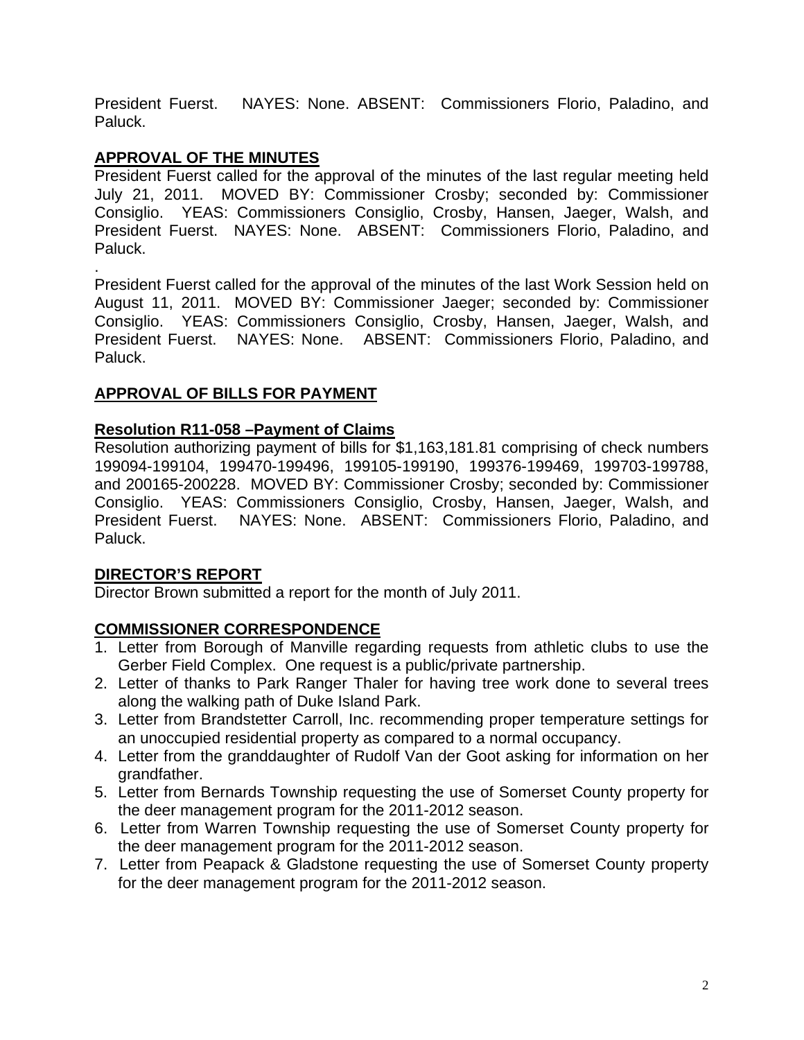President Fuerst. NAYES: None. ABSENT: Commissioners Florio, Paladino, and Paluck.

## APPROVAL OF THE MINUTES

President Fuerst called for the approval of the minutes of the last regular meeting held July 21, 2011. MOVED BY: Commissioner Crosby; seconded by: Commissioner Consiglio. YEAS: Commissioners Consiglio, Crosby, Hansen, Jaeger, Walsh, and President Fuerst. NAYES: None. ABSENT: Commissioners Florio, Paladino, and Paluck.

.

President Fuerst called for the approval of the minutes of the last Work Session held on August 11, 2011. MOVED BY: Commissioner Jaeger; seconded by: Commissioner Consiglio. YEAS: Commissioners Consiglio, Crosby, Hansen, Jaeger, Walsh, and President Fuerst. NAYES: None. ABSENT: Commissioners Florio, Paladino, and Paluck.

## APPROVAL OF BILLS FOR PAYMENT

### Resolution R11-058 –Payment of Claims

Resolution authorizing payment of bills for $1,163,181.81 comprising of check numbers 199094-199104, 199470-199496, 199105-199190, 199376-199469, 199703-199788, and 200165-200228. MOVED BY: Commissioner Crosby; seconded by: Commissioner Consiglio. YEAS: Commissioners Consiglio, Crosby, Hansen, Jaeger, Walsh, and President Fuerst. NAYES: None. ABSENT: Commissioners Florio, Paladino, and Paluck.

## DIRECTOR'S REPORT

Director Brown submitted a report for the month of July 2011.

## COMMISSIONER CORRESPONDENCE

1. Letter from Borough of Manville regarding requests from athletic clubs to use the Gerber Field Complex. One request is a public/private partnership.
2. Letter of thanks to Park Ranger Thaler for having tree work done to several trees along the walking path of Duke Island Park.
3. Letter from Brandstetter Carroll, Inc. recommending proper temperature settings for an unoccupied residential property as compared to a normal occupancy.
4. Letter from the granddaughter of Rudolf Van der Goot asking for information on her grandfather.
5. Letter from Bernards Township requesting the use of Somerset County property for the deer management program for the 2011-2012 season.
6. Letter from Warren Township requesting the use of Somerset County property for the deer management program for the 2011-2012 season.
7. Letter from Peapack & Gladstone requesting the use of Somerset County property for the deer management program for the 2011-2012 season.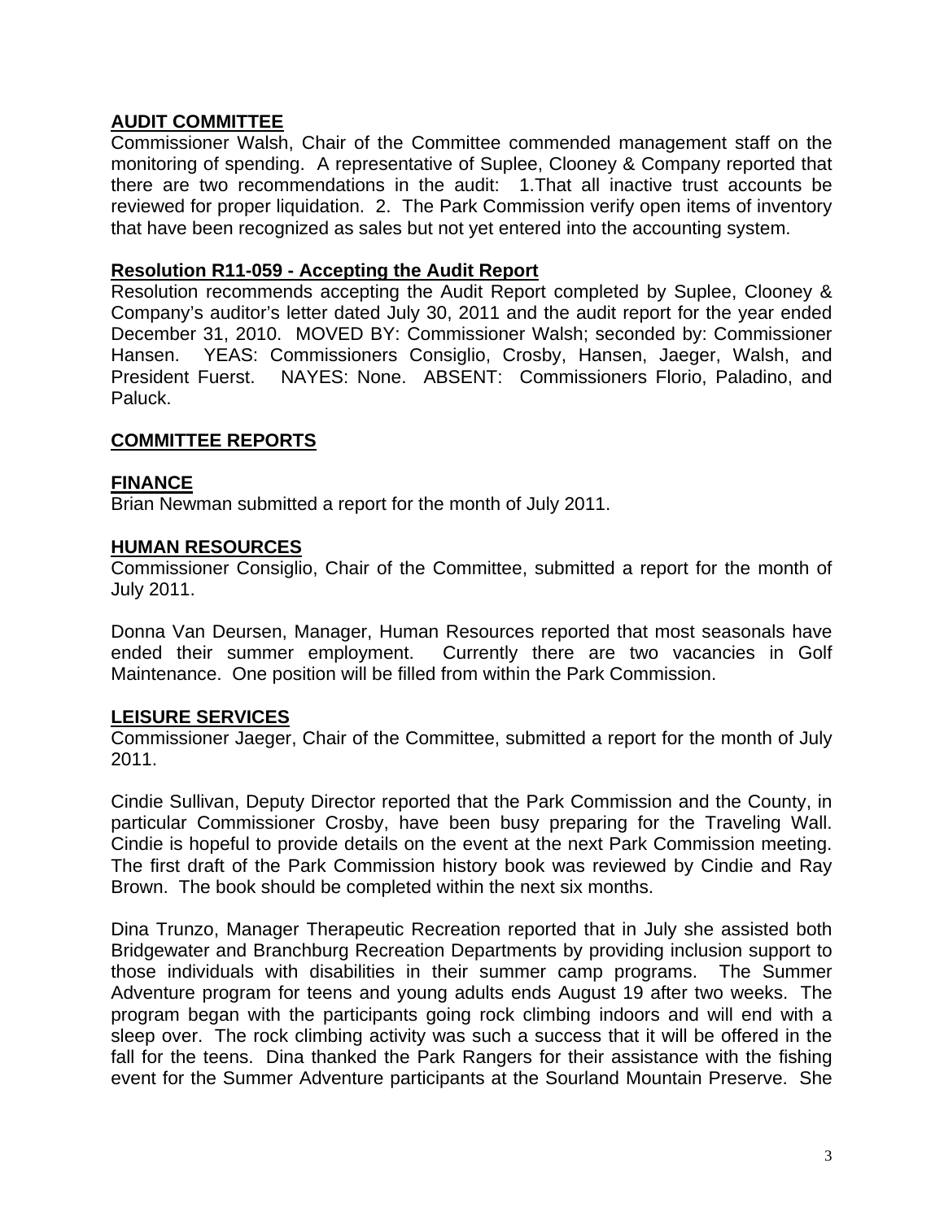## AUDIT COMMITTEE

Commissioner Walsh, Chair of the Committee commended management staff on the monitoring of spending. A representative of Suplee, Clooney & Company reported that there are two recommendations in the audit: 1.That all inactive trust accounts be reviewed for proper liquidation. 2. The Park Commission verify open items of inventory that have been recognized as sales but not yet entered into the accounting system.

### Resolution R11-059 - Accepting the Audit Report

Resolution recommends accepting the Audit Report completed by Suplee, Clooney & Company's auditor's letter dated July 30, 2011 and the audit report for the year ended December 31, 2010. MOVED BY: Commissioner Walsh; seconded by: Commissioner Hansen. YEAS: Commissioners Consiglio, Crosby, Hansen, Jaeger, Walsh, and President Fuerst. NAYES: None. ABSENT: Commissioners Florio, Paladino, and Paluck.

## COMMITTEE REPORTS

### FINANCE

Brian Newman submitted a report for the month of July 2011.

### HUMAN RESOURCES

Commissioner Consiglio, Chair of the Committee, submitted a report for the month of July 2011.

Donna Van Deursen, Manager, Human Resources reported that most seasonals have ended their summer employment. Currently there are two vacancies in Golf Maintenance. One position will be filled from within the Park Commission.

### LEISURE SERVICES

Commissioner Jaeger, Chair of the Committee, submitted a report for the month of July 2011.

Cindie Sullivan, Deputy Director reported that the Park Commission and the County, in particular Commissioner Crosby, have been busy preparing for the Traveling Wall. Cindie is hopeful to provide details on the event at the next Park Commission meeting. The first draft of the Park Commission history book was reviewed by Cindie and Ray Brown. The book should be completed within the next six months.

Dina Trunzo, Manager Therapeutic Recreation reported that in July she assisted both Bridgewater and Branchburg Recreation Departments by providing inclusion support to those individuals with disabilities in their summer camp programs. The Summer Adventure program for teens and young adults ends August 19 after two weeks. The program began with the participants going rock climbing indoors and will end with a sleep over. The rock climbing activity was such a success that it will be offered in the fall for the teens. Dina thanked the Park Rangers for their assistance with the fishing event for the Summer Adventure participants at the Sourland Mountain Preserve. She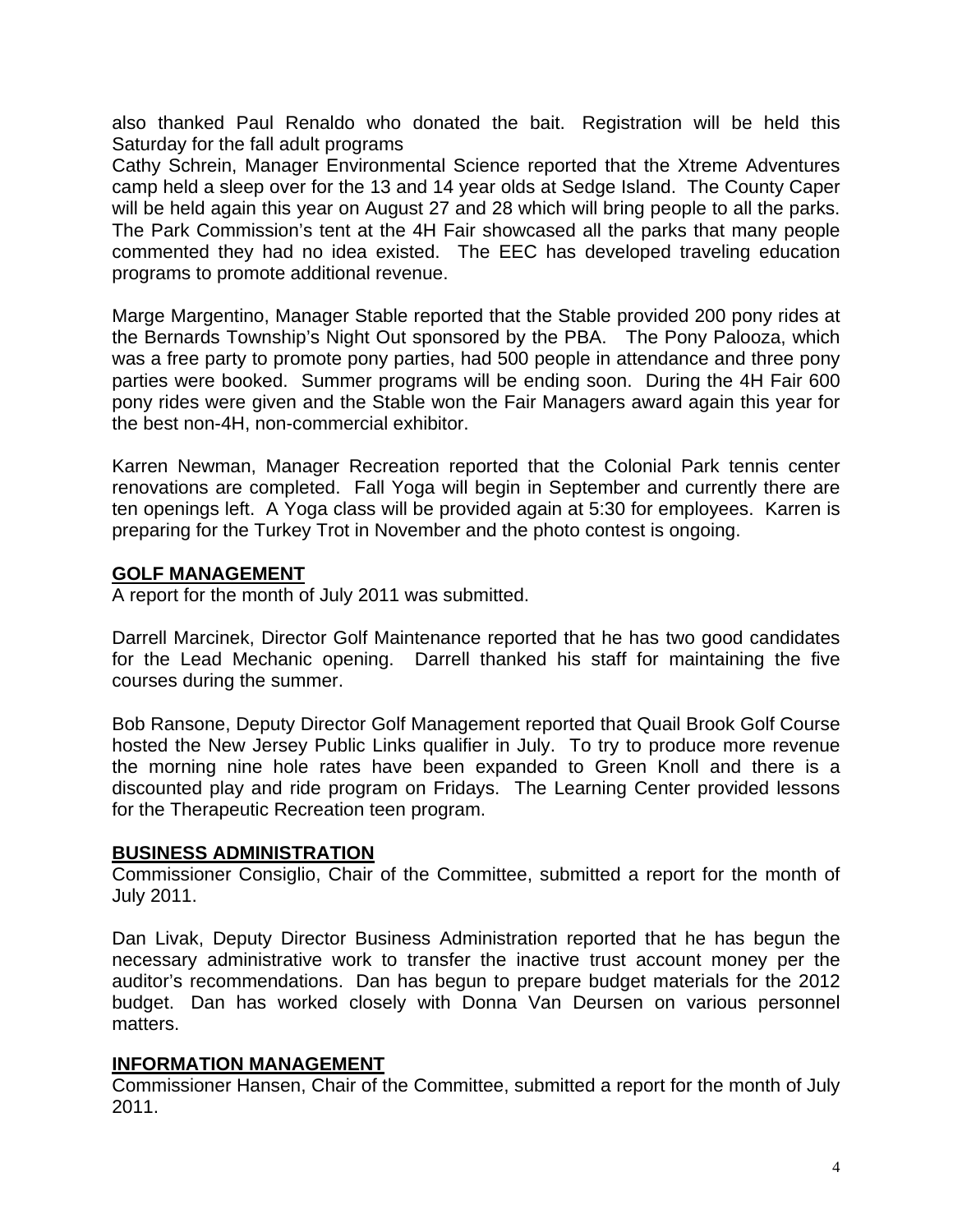also thanked Paul Renaldo who donated the bait. Registration will be held this Saturday for the fall adult programs

Cathy Schrein, Manager Environmental Science reported that the Xtreme Adventures camp held a sleep over for the 13 and 14 year olds at Sedge Island. The County Caper will be held again this year on August 27 and 28 which will bring people to all the parks. The Park Commission's tent at the 4H Fair showcased all the parks that many people commented they had no idea existed. The EEC has developed traveling education programs to promote additional revenue.

Marge Margentino, Manager Stable reported that the Stable provided 200 pony rides at the Bernards Township's Night Out sponsored by the PBA. The Pony Palooza, which was a free party to promote pony parties, had 500 people in attendance and three pony parties were booked. Summer programs will be ending soon. During the 4H Fair 600 pony rides were given and the Stable won the Fair Managers award again this year for the best non-4H, non-commercial exhibitor.

Karren Newman, Manager Recreation reported that the Colonial Park tennis center renovations are completed. Fall Yoga will begin in September and currently there are ten openings left. A Yoga class will be provided again at 5:30 for employees. Karren is preparing for the Turkey Trot in November and the photo contest is ongoing.

## GOLF MANAGEMENT

A report for the month of July 2011 was submitted.

Darrell Marcinek, Director Golf Maintenance reported that he has two good candidates for the Lead Mechanic opening. Darrell thanked his staff for maintaining the five courses during the summer.

Bob Ransone, Deputy Director Golf Management reported that Quail Brook Golf Course hosted the New Jersey Public Links qualifier in July. To try to produce more revenue the morning nine hole rates have been expanded to Green Knoll and there is a discounted play and ride program on Fridays. The Learning Center provided lessons for the Therapeutic Recreation teen program.

## BUSINESS ADMINISTRATION

Commissioner Consiglio, Chair of the Committee, submitted a report for the month of July 2011.

Dan Livak, Deputy Director Business Administration reported that he has begun the necessary administrative work to transfer the inactive trust account money per the auditor's recommendations. Dan has begun to prepare budget materials for the 2012 budget. Dan has worked closely with Donna Van Deursen on various personnel matters.

## INFORMATION MANAGEMENT

Commissioner Hansen, Chair of the Committee, submitted a report for the month of July 2011.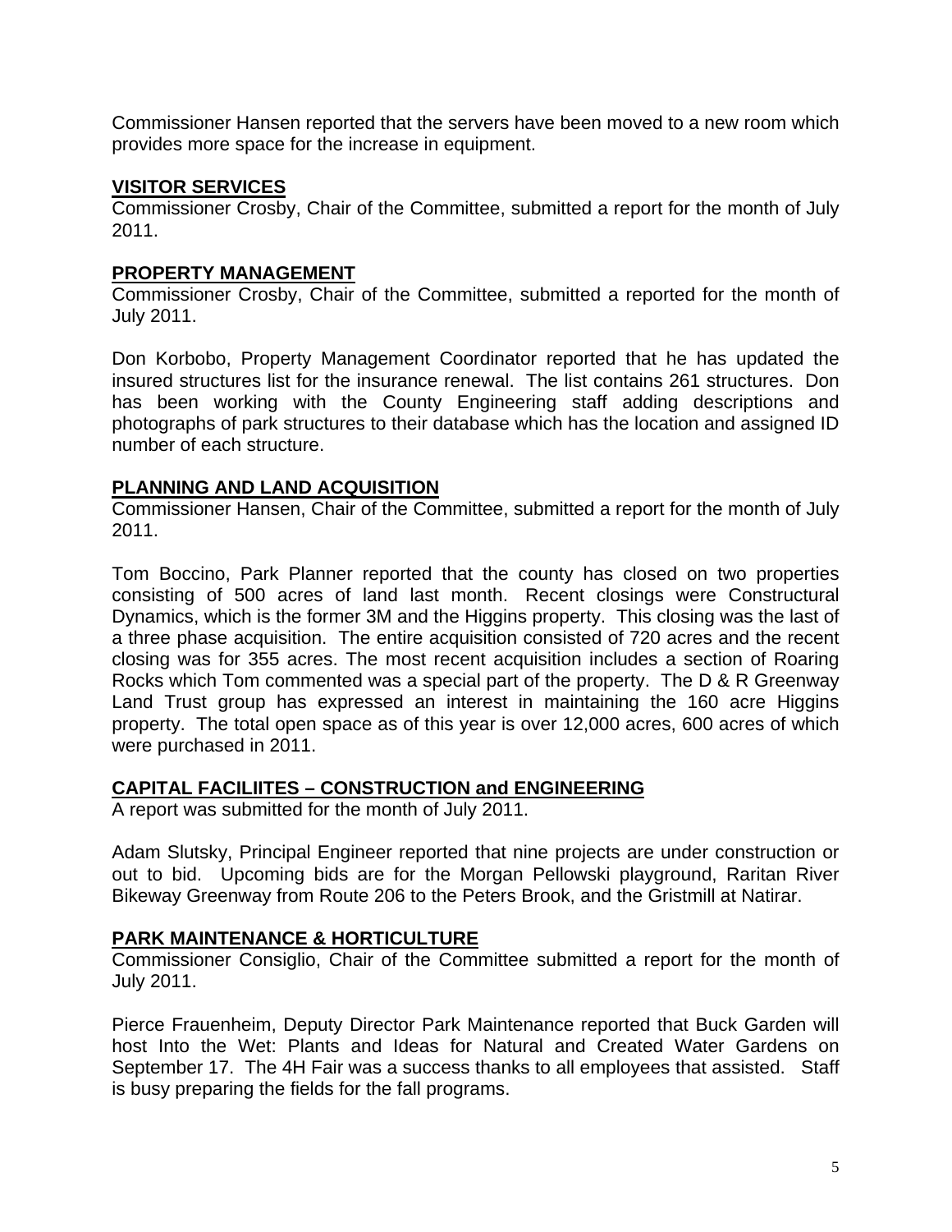Commissioner Hansen reported that the servers have been moved to a new room which provides more space for the increase in equipment.

## VISITOR SERVICES

Commissioner Crosby, Chair of the Committee, submitted a report for the month of July 2011.

## PROPERTY MANAGEMENT

Commissioner Crosby, Chair of the Committee, submitted a reported for the month of July 2011.

Don Korbobo, Property Management Coordinator reported that he has updated the insured structures list for the insurance renewal. The list contains 261 structures. Don has been working with the County Engineering staff adding descriptions and photographs of park structures to their database which has the location and assigned ID number of each structure.

## PLANNING AND LAND ACQUISITION

Commissioner Hansen, Chair of the Committee, submitted a report for the month of July 2011.

Tom Boccino, Park Planner reported that the county has closed on two properties consisting of 500 acres of land last month. Recent closings were Constructural Dynamics, which is the former 3M and the Higgins property. This closing was the last of a three phase acquisition. The entire acquisition consisted of 720 acres and the recent closing was for 355 acres. The most recent acquisition includes a section of Roaring Rocks which Tom commented was a special part of the property. The D & R Greenway Land Trust group has expressed an interest in maintaining the 160 acre Higgins property. The total open space as of this year is over 12,000 acres, 600 acres of which were purchased in 2011.

## CAPITAL FACILIITES – CONSTRUCTION and ENGINEERING

A report was submitted for the month of July 2011.

Adam Slutsky, Principal Engineer reported that nine projects are under construction or out to bid. Upcoming bids are for the Morgan Pellowski playground, Raritan River Bikeway Greenway from Route 206 to the Peters Brook, and the Gristmill at Natirar.

## PARK MAINTENANCE & HORTICULTURE

Commissioner Consiglio, Chair of the Committee submitted a report for the month of July 2011.

Pierce Frauenheim, Deputy Director Park Maintenance reported that Buck Garden will host Into the Wet: Plants and Ideas for Natural and Created Water Gardens on September 17. The 4H Fair was a success thanks to all employees that assisted. Staff is busy preparing the fields for the fall programs.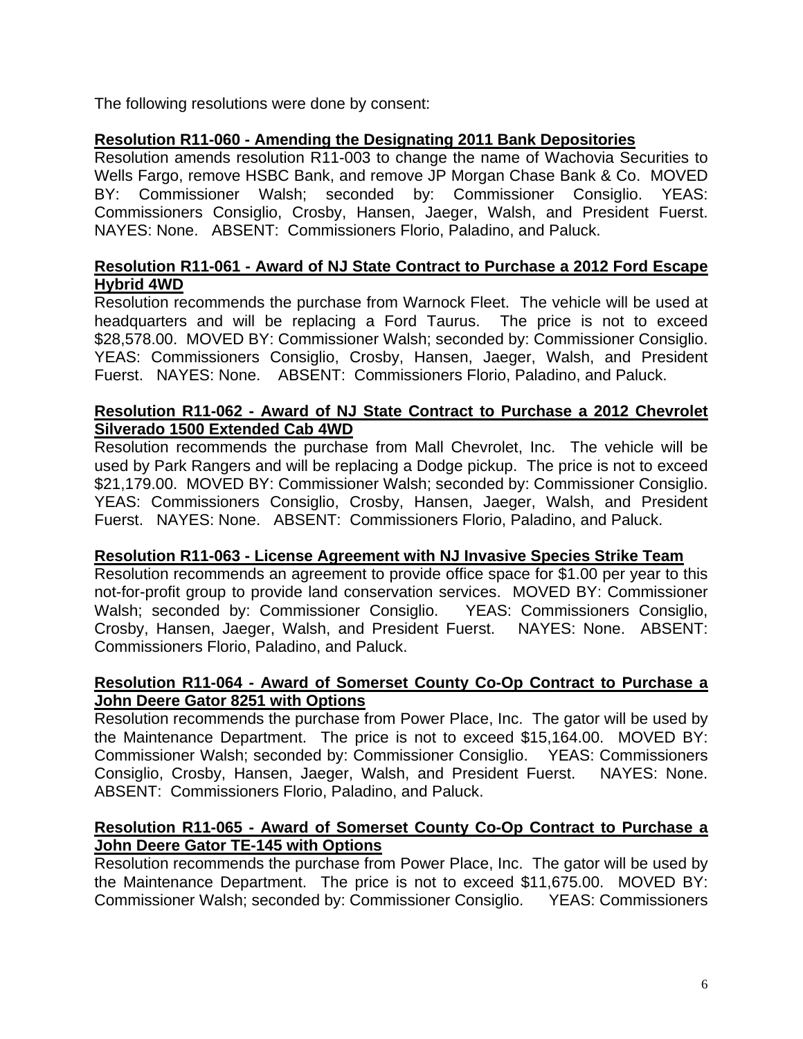The following resolutions were done by consent:

**Resolution R11-060 - Amending the Designating 2011 Bank Depositories**

Resolution amends resolution R11-003 to change the name of Wachovia Securities to Wells Fargo, remove HSBC Bank, and remove JP Morgan Chase Bank & Co. MOVED BY: Commissioner Walsh; seconded by: Commissioner Consiglio. YEAS: Commissioners Consiglio, Crosby, Hansen, Jaeger, Walsh, and President Fuerst. NAYES: None. ABSENT: Commissioners Florio, Paladino, and Paluck.

**Resolution R11-061 - Award of NJ State Contract to Purchase a 2012 Ford Escape Hybrid 4WD**

Resolution recommends the purchase from Warnock Fleet. The vehicle will be used at headquarters and will be replacing a Ford Taurus. The price is not to exceed $28,578.00. MOVED BY: Commissioner Walsh; seconded by: Commissioner Consiglio. YEAS: Commissioners Consiglio, Crosby, Hansen, Jaeger, Walsh, and President Fuerst. NAYES: None. ABSENT: Commissioners Florio, Paladino, and Paluck.

**Resolution R11-062 - Award of NJ State Contract to Purchase a 2012 Chevrolet Silverado 1500 Extended Cab 4WD**

Resolution recommends the purchase from Mall Chevrolet, Inc. The vehicle will be used by Park Rangers and will be replacing a Dodge pickup. The price is not to exceed $21,179.00. MOVED BY: Commissioner Walsh; seconded by: Commissioner Consiglio. YEAS: Commissioners Consiglio, Crosby, Hansen, Jaeger, Walsh, and President Fuerst. NAYES: None. ABSENT: Commissioners Florio, Paladino, and Paluck.

**Resolution R11-063 - License Agreement with NJ Invasive Species Strike Team**

Resolution recommends an agreement to provide office space for $1.00 per year to this not-for-profit group to provide land conservation services. MOVED BY: Commissioner Walsh; seconded by: Commissioner Consiglio. YEAS: Commissioners Consiglio, Crosby, Hansen, Jaeger, Walsh, and President Fuerst. NAYES: None. ABSENT: Commissioners Florio, Paladino, and Paluck.

**Resolution R11-064 - Award of Somerset County Co-Op Contract to Purchase a John Deere Gator 8251 with Options**

Resolution recommends the purchase from Power Place, Inc. The gator will be used by the Maintenance Department. The price is not to exceed $15,164.00. MOVED BY: Commissioner Walsh; seconded by: Commissioner Consiglio. YEAS: Commissioners Consiglio, Crosby, Hansen, Jaeger, Walsh, and President Fuerst. NAYES: None. ABSENT: Commissioners Florio, Paladino, and Paluck.

**Resolution R11-065 - Award of Somerset County Co-Op Contract to Purchase a John Deere Gator TE-145 with Options**

Resolution recommends the purchase from Power Place, Inc. The gator will be used by the Maintenance Department. The price is not to exceed $11,675.00. MOVED BY: Commissioner Walsh; seconded by: Commissioner Consiglio. YEAS: Commissioners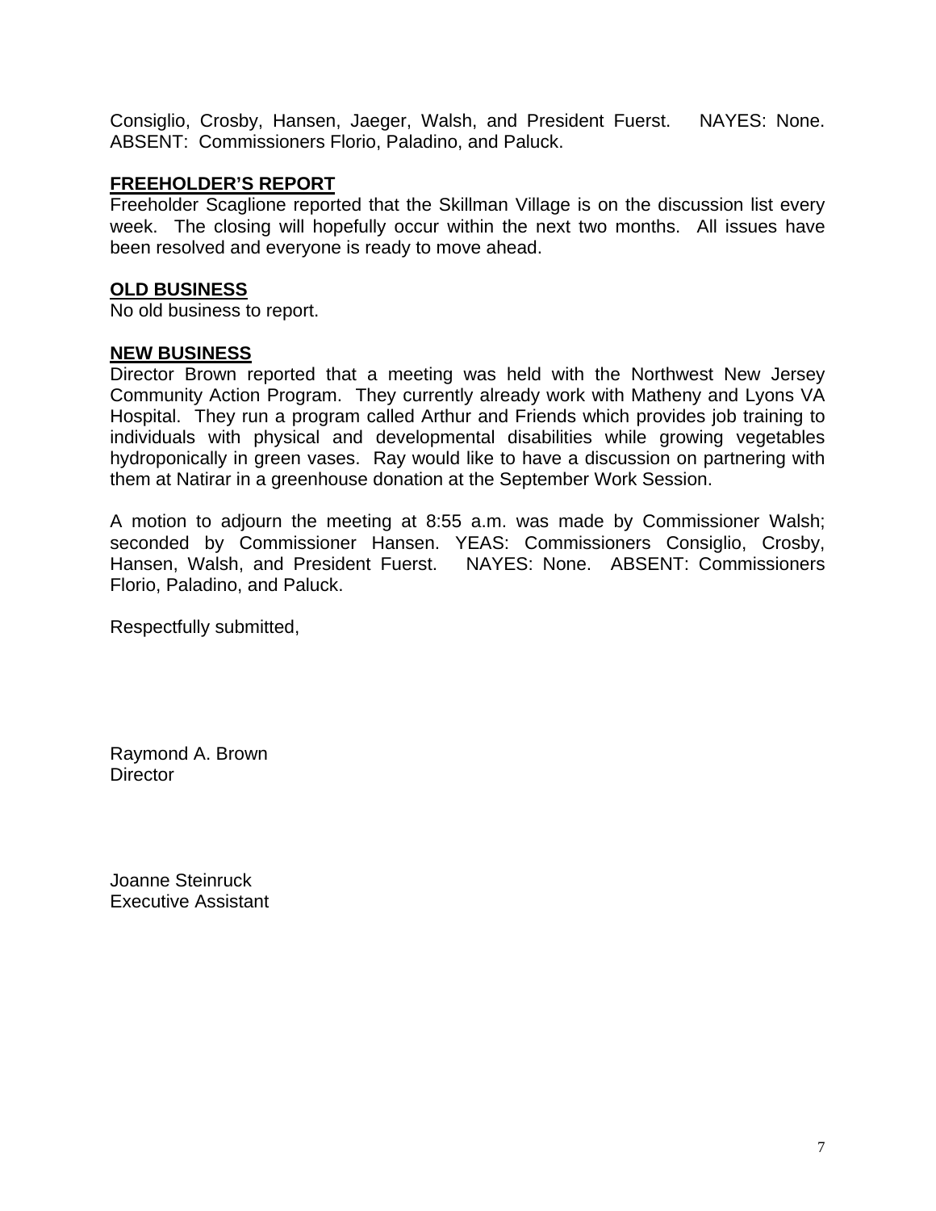Consiglio, Crosby, Hansen, Jaeger, Walsh, and President Fuerst. NAYES: None. ABSENT: Commissioners Florio, Paladino, and Paluck.

**FREEHOLDER'S REPORT**

Freeholder Scaglione reported that the Skillman Village is on the discussion list every week. The closing will hopefully occur within the next two months. All issues have been resolved and everyone is ready to move ahead.

**OLD BUSINESS**

No old business to report.

**NEW BUSINESS**

Director Brown reported that a meeting was held with the Northwest New Jersey Community Action Program. They currently already work with Matheny and Lyons VA Hospital. They run a program called Arthur and Friends which provides job training to individuals with physical and developmental disabilities while growing vegetables hydroponically in green vases. Ray would like to have a discussion on partnering with them at Natirar in a greenhouse donation at the September Work Session.

A motion to adjourn the meeting at 8:55 a.m. was made by Commissioner Walsh; seconded by Commissioner Hansen. YEAS: Commissioners Consiglio, Crosby, Hansen, Walsh, and President Fuerst. NAYES: None. ABSENT: Commissioners Florio, Paladino, and Paluck.

Respectfully submitted,

Raymond A. Brown
Director

Joanne Steinruck
Executive Assistant